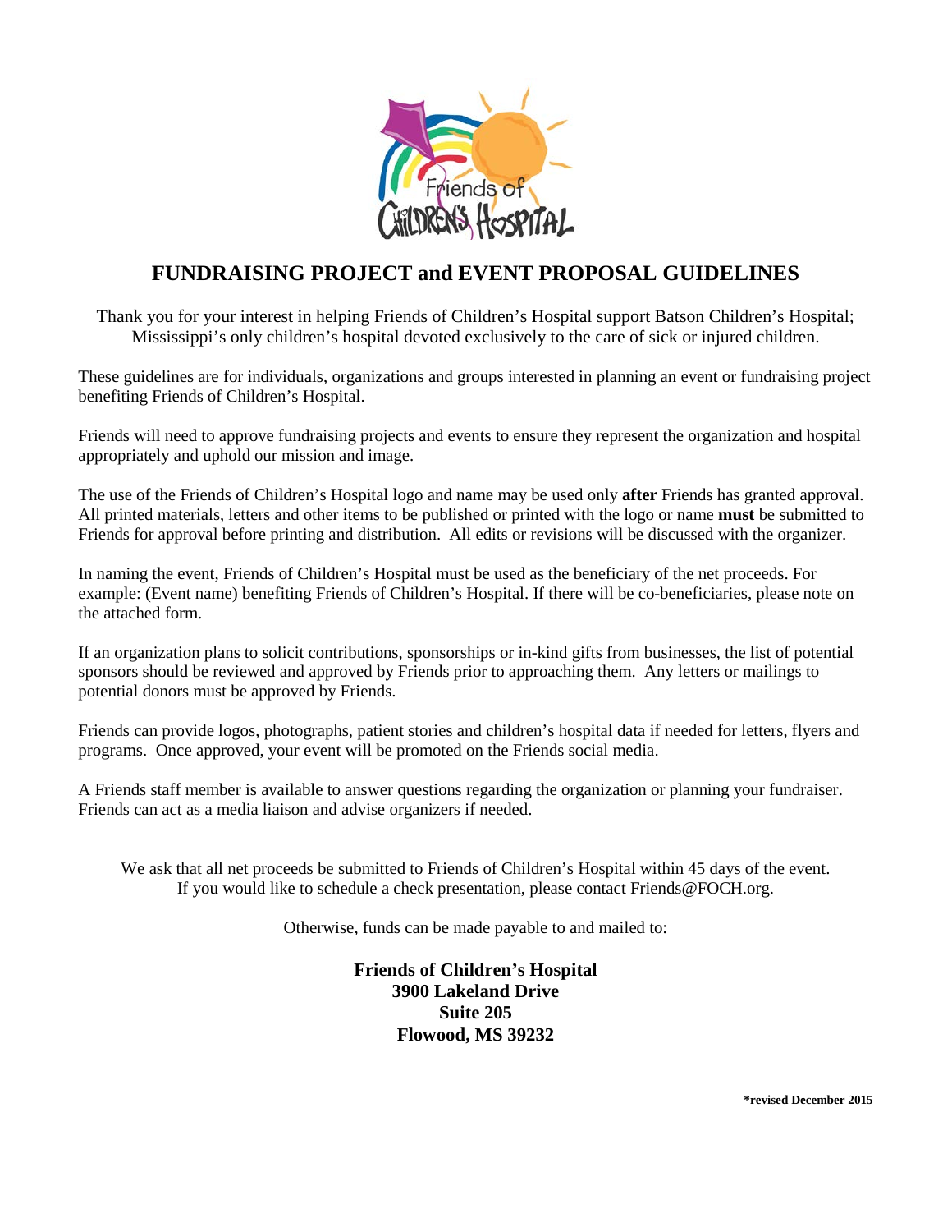# FUNDRAISING PROJECT and EVENT PROPOSAL GUIDELINES

Thank you for your interest in helping Friends of Children's Hospital support Batson Children's Hospital; Mississippi's only children's hospital devoted exclusively to the care of sick or injured children.

These guidelines are for individuals, organizations and groups interested in planning an event or fundraising project benefiting Friends of Children's Hospital.

Friends will need to approve fundraising projects and events to ensure they represent the organization and hospital appropriately and uphold our mission and image.

The use of the Friends of Children's Hospital logo and name may be used only **after** Friends has granted approval. All printed materials, letters and other items to be published or printed with the logo or name **must** be submitted to Friends for approval before printing and distribution. All edits or revisions will be discussed with the organizer.

In naming the event, Friends of Children's Hospital must be used as the beneficiary of the net proceeds. For example: (Event name) benefiting Friends of Children's Hospital. If there will be co-beneficiaries, please note on the attached form.

If an organization plans to solicit contributions, sponsorships or in-kind gifts from businesses, the list of potential sponsors should be reviewed and approved by Friends prior to approaching them. Any letters or mailings to potential donors must be approved by Friends.

Friends can provide logos, photographs, patient stories and children's hospital data if needed for letters, flyers and programs. Once approved, your event will be promoted on the Friends social media.

A Friends staff member is available to answer questions regarding the organization or planning your fundraiser. Friends can act as a media liaison and advise organizers if needed.

We ask that all net proceeds be submitted to Friends of Children's Hospital within 45 days of the event. If you would like to schedule a check presentation, please contact Friends@FOCH.org.

Otherwise, funds can be made payable to and mailed to:

**Friends of Children's Hospital**
**3900 Lakeland Drive**
**Suite 205**
**Flowood, MS 39232**

***revised December 2015**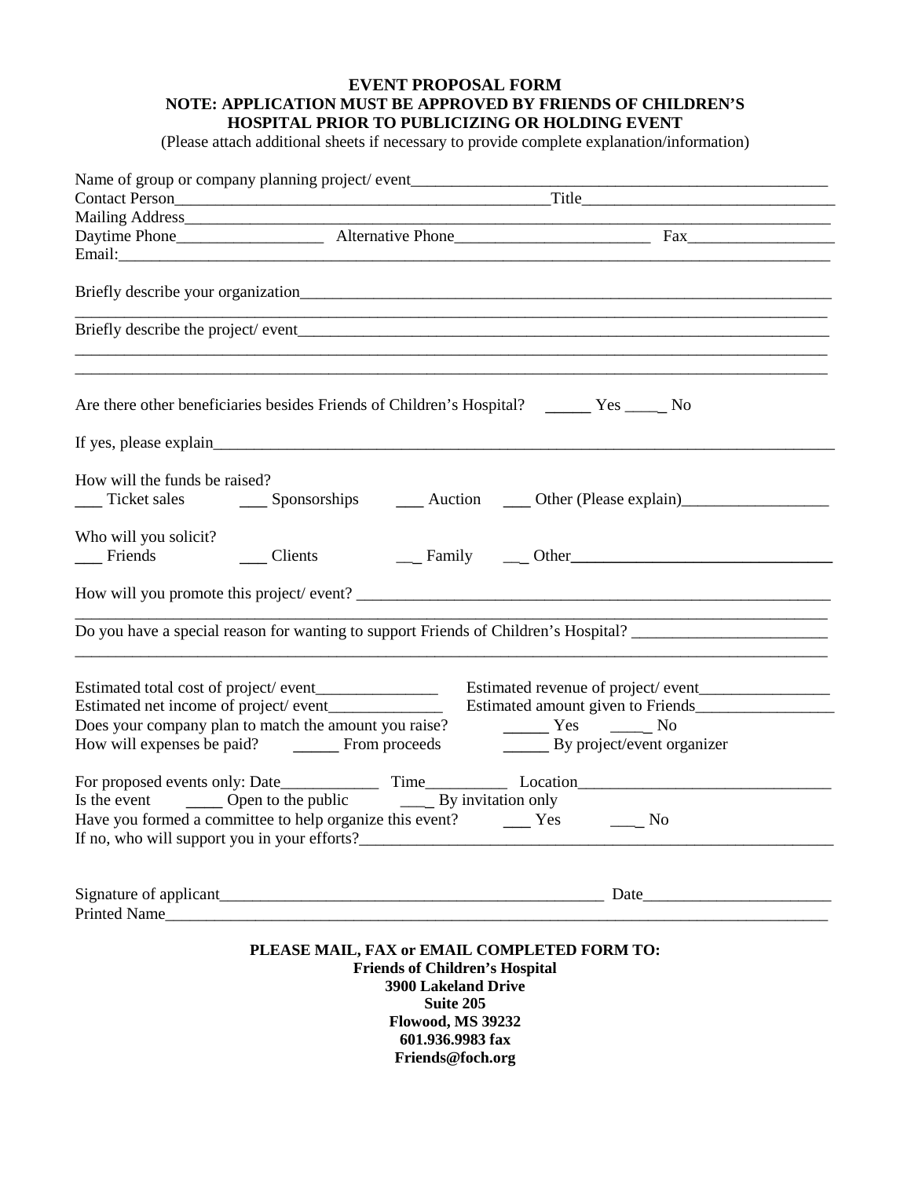**EVENT PROPOSAL FORM**
**NOTE: APPLICATION MUST BE APPROVED BY FRIENDS OF CHILDREN'S HOSPITAL PRIOR TO PUBLICIZING OR HOLDING EVENT**
(Please attach additional sheets if necessary to provide complete explanation/information)

Name of group or company planning project/ event_______________________________________________
Contact Person____________________________________________Title_____________________________
Mailing Address____________________________________________________________________________
Daytime Phone_________________ Alternative Phone_______________________ Fax_________________
Email:_____________________________________________________________________________________

Briefly describe your organization_______________________________________________________________
_________________________________________________________________________________________
Briefly describe the project/ event_______________________________________________________________
_________________________________________________________________________________________
_________________________________________________________________________________________

Are there other beneficiaries besides Friends of Children's Hospital? _____ Yes _____ No

If yes, please explain__________________________________________________________________________

How will the funds be raised?
___ Ticket sales ___ Sponsorships ___ Auction ___ Other (Please explain)_________________

Who will you solicit?
___ Friends ___ Clients ___ Family ___ Other_______________________________

How will you promote this project/ event? _________________________________________________________
_________________________________________________________________________________________
Do you have a special reason for wanting to support Friends of Children's Hospital? _____________________
_________________________________________________________________________________________

Estimated total cost of project/ event______________ Estimated revenue of project/ event_______________
Estimated net income of project/ event_____________ Estimated amount given to Friends________________
Does your company plan to match the amount you raise? _____ Yes _____ No
How will expenses be paid? _____ From proceeds _____ By project/event organizer

For proposed events only: Date___________ Time_________ Location_____________________________
Is the event _____ Open to the public ____ By invitation only
Have you formed a committee to help organize this event? ___ Yes ____ No
If no, who will support you in your efforts?_________________________________________________________

Signature of applicant_______________________________________________ Date______________________
Printed Name_______________________________________________________________________________

**PLEASE MAIL, FAX or EMAIL COMPLETED FORM TO:**
**Friends of Children's Hospital**
**3900 Lakeland Drive**
**Suite 205**
**Flowood, MS 39232**
**601.936.9983 fax**
**Friends@foch.org**